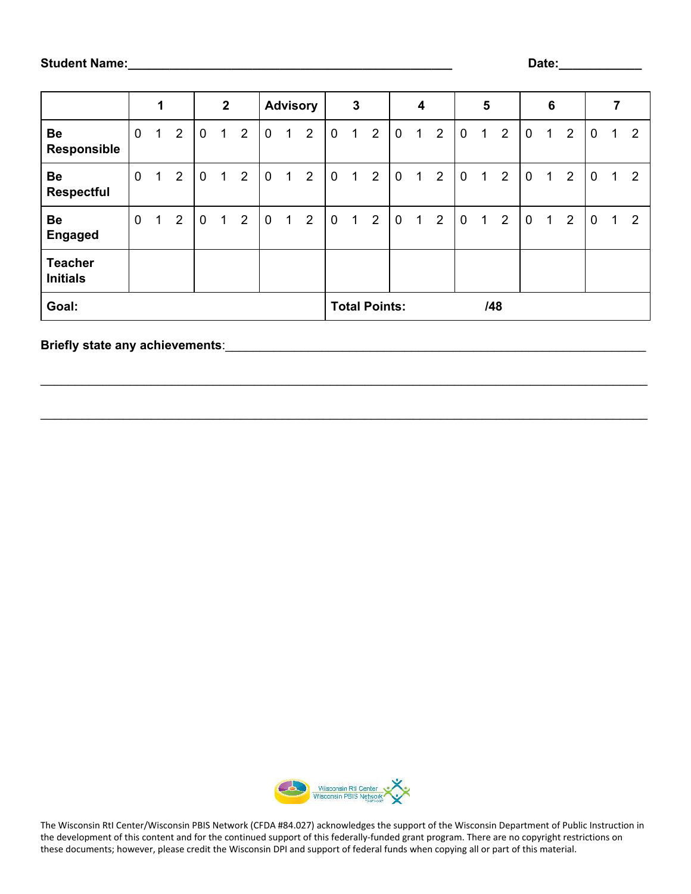**Student Name:**_______________________________________________ **Date:**____________

| | 1 | 2 | Advisory | 3 | 4 | 5 | 6 | 7 |
|---|---|---|---|---|---|---|---|---|
| **Be Responsible** | 0 1 2 | 0 1 2 | 0 1 2 | 0 1 2 | 0 1 2 | 0 1 2 | 0 1 2 | 0 1 2 |
| **Be Respectful** | 0 1 2 | 0 1 2 | 0 1 2 | 0 1 2 | 0 1 2 | 0 1 2 | 0 1 2 | 0 1 2 |
| **Be Engaged** | 0 1 2 | 0 1 2 | 0 1 2 | 0 1 2 | 0 1 2 | 0 1 2 | 0 1 2 | 0 1 2 |
| **Teacher Initials** | | | | | | | | |
| **Goal:** | | | | **Total Points:** /48 | | | | |

**Briefly state any achievements**:_____________________________________________________________

_____________________________________________________________________________________

_____________________________________________________________________________________

Wisconsin RtI Center
Wisconsin PBIS Network

The Wisconsin RtI Center/Wisconsin PBIS Network (CFDA #84.027) acknowledges the support of the Wisconsin Department of Public Instruction in the development of this content and for the continued support of this federally-funded grant program. There are no copyright restrictions on these documents; however, please credit the Wisconsin DPI and support of federal funds when copying all or part of this material.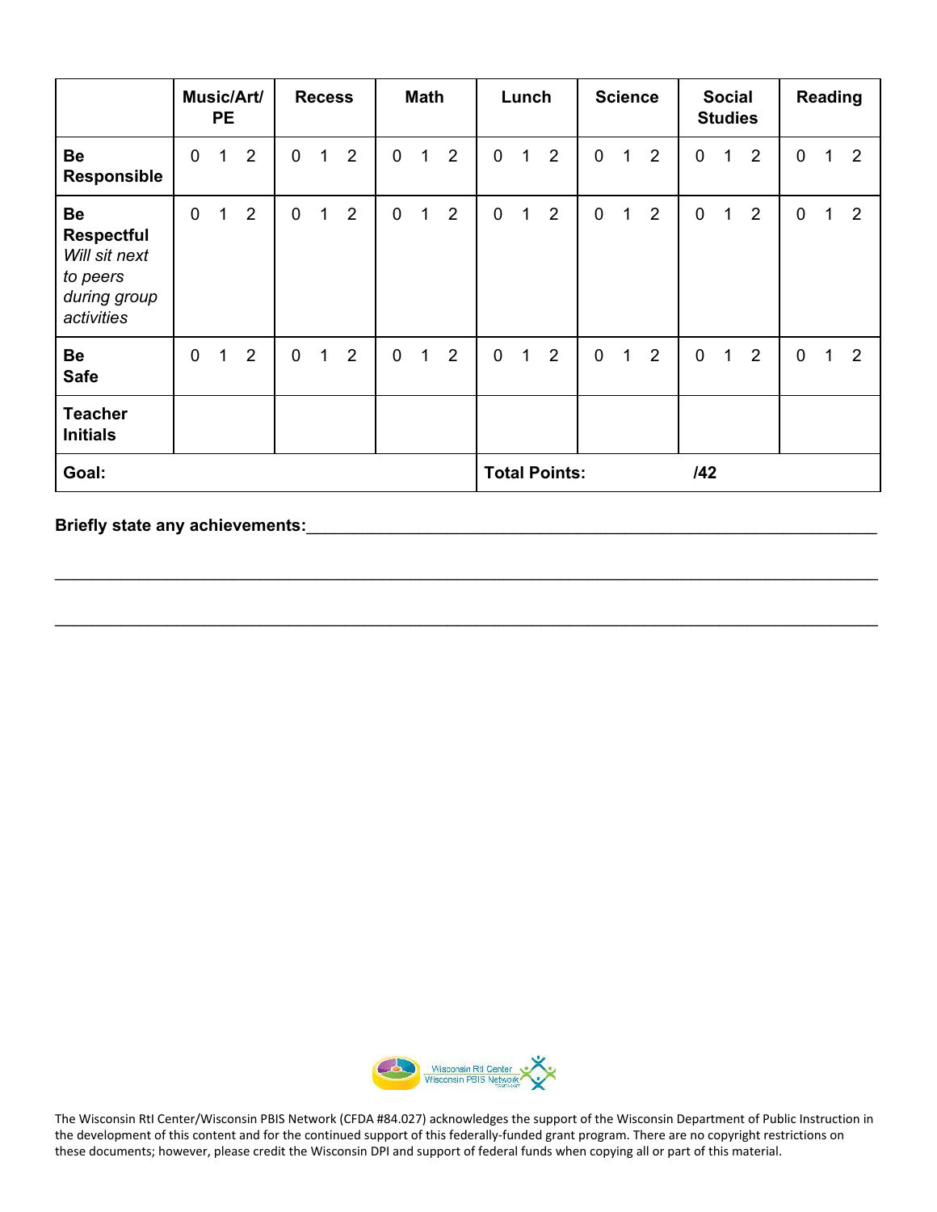| | Music/Art/ PE | Recess | Math | Lunch | Science | Social Studies | Reading |
|---|---|---|---|---|---|---|---|
| **Be Responsible** | 0 1 2 | 0 1 2 | 0 1 2 | 0 1 2 | 0 1 2 | 0 1 2 | 0 1 2 |
| **Be Respectful** *Will sit next to peers during group activities* | 0 1 2 | 0 1 2 | 0 1 2 | 0 1 2 | 0 1 2 | 0 1 2 | 0 1 2 |
| **Be Safe** | 0 1 2 | 0 1 2 | 0 1 2 | 0 1 2 | 0 1 2 | 0 1 2 | 0 1 2 |
| **Teacher Initials** | | | | | | | |
| **Goal:** | | | | **Total Points:** | | **/42** | |

**Briefly state any achievements:**\_\_\_\_\_\_\_\_\_\_\_\_\_\_\_\_\_\_\_\_\_\_\_\_\_\_\_\_\_\_\_\_\_\_\_\_\_\_\_\_\_\_\_\_\_\_\_\_\_\_\_\_\_\_\_\_\_\_\_\_\_\_\_\_

\_\_\_\_\_\_\_\_\_\_\_\_\_\_\_\_\_\_\_\_\_\_\_\_\_\_\_\_\_\_\_\_\_\_\_\_\_\_\_\_\_\_\_\_\_\_\_\_\_\_\_\_\_\_\_\_\_\_\_\_\_\_\_\_\_\_\_\_\_\_\_\_\_\_\_\_\_\_\_\_\_\_\_\_\_\_

\_\_\_\_\_\_\_\_\_\_\_\_\_\_\_\_\_\_\_\_\_\_\_\_\_\_\_\_\_\_\_\_\_\_\_\_\_\_\_\_\_\_\_\_\_\_\_\_\_\_\_\_\_\_\_\_\_\_\_\_\_\_\_\_\_\_\_\_\_\_\_\_\_\_\_\_\_\_\_\_\_\_\_\_\_\_

Wisconsin RtI Center
Wisconsin PBIS Network

The Wisconsin RtI Center/Wisconsin PBIS Network (CFDA #84.027) acknowledges the support of the Wisconsin Department of Public Instruction in the development of this content and for the continued support of this federally-funded grant program. There are no copyright restrictions on these documents; however, please credit the Wisconsin DPI and support of federal funds when copying all or part of this material.